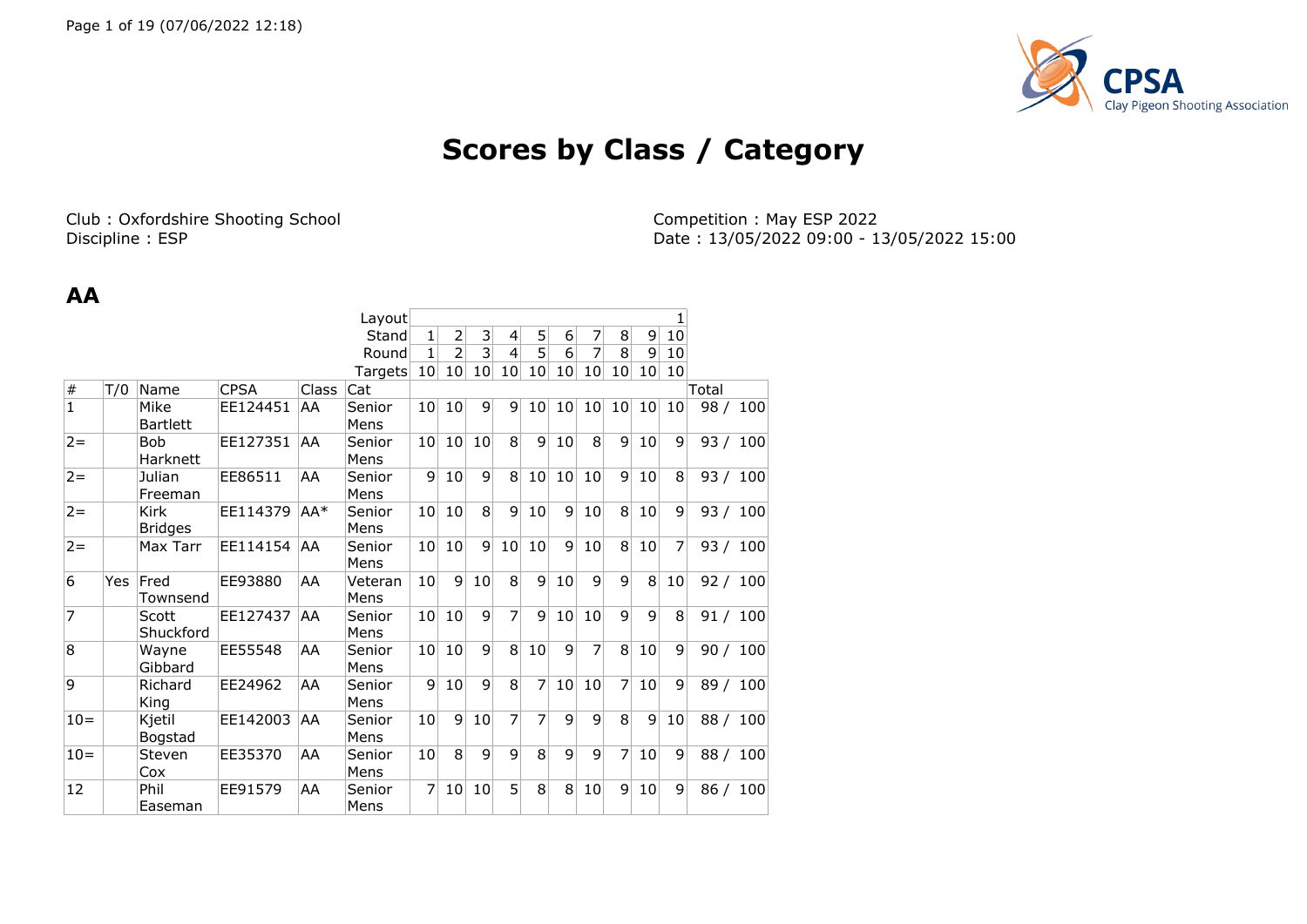# Scores by Class / Category

Club : Oxfordshire Shooting School
Discipline : ESP

Competition : May ESP 2022
Date : 13/05/2022 09:00 - 13/05/2022 15:00

## AA

| | | | | | Layout | | | | | | | | | | 1 | |
|---|---|---|---|---|---|---|---|---|---|---|---|---|---|---|---|---|
| | | | | | Stand | 1 | 2 | 3 | 4 | 5 | 6 | 7 | 8 | 9 | 10 | |
| | | | | | Round | 1 | 2 | 3 | 4 | 5 | 6 | 7 | 8 | 9 | 10 | |
| | | | | | Targets | 10 | 10 | 10 | 10 | 10 | 10 | 10 | 10 | 10 | 10 | |
| # | T/0 | Name | CPSA | Class | Cat | | | | | | | | | | | Total |
| 1 | | Mike Bartlett | EE124451 | AA | Senior Mens | 10 | 10 | 9 | 9 | 10 | 10 | 10 | 10 | 10 | 10 | 98 / 100 |
| 2= | | Bob Harknett | EE127351 | AA | Senior Mens | 10 | 10 | 10 | 8 | 9 | 10 | 8 | 9 | 10 | 9 | 93 / 100 |
| 2= | | Julian Freeman | EE86511 | AA | Senior Mens | 9 | 10 | 9 | 8 | 10 | 10 | 10 | 9 | 10 | 8 | 93 / 100 |
| 2= | | Kirk Bridges | EE114379 | AA* | Senior Mens | 10 | 10 | 8 | 9 | 10 | 9 | 10 | 8 | 10 | 9 | 93 / 100 |
| 2= | | Max Tarr | EE114154 | AA | Senior Mens | 10 | 10 | 9 | 10 | 10 | 9 | 10 | 8 | 10 | 7 | 93 / 100 |
| 6 | Yes | Fred Townsend | EE93880 | AA | Veteran Mens | 10 | 9 | 10 | 8 | 9 | 10 | 9 | 9 | 8 | 10 | 92 / 100 |
| 7 | | Scott Shuckford | EE127437 | AA | Senior Mens | 10 | 10 | 9 | 7 | 9 | 10 | 10 | 9 | 9 | 8 | 91 / 100 |
| 8 | | Wayne Gibbard | EE55548 | AA | Senior Mens | 10 | 10 | 9 | 8 | 10 | 9 | 7 | 8 | 10 | 9 | 90 / 100 |
| 9 | | Richard King | EE24962 | AA | Senior Mens | 9 | 10 | 9 | 8 | 7 | 10 | 10 | 7 | 10 | 9 | 89 / 100 |
| 10= | | Kjetil Bogstad | EE142003 | AA | Senior Mens | 10 | 9 | 10 | 7 | 7 | 9 | 9 | 8 | 9 | 10 | 88 / 100 |
| 10= | | Steven Cox | EE35370 | AA | Senior Mens | 10 | 8 | 9 | 9 | 8 | 9 | 9 | 7 | 10 | 9 | 88 / 100 |
| 12 | | Phil Easeman | EE91579 | AA | Senior Mens | 7 | 10 | 10 | 5 | 8 | 8 | 10 | 9 | 10 | 9 | 86 / 100 |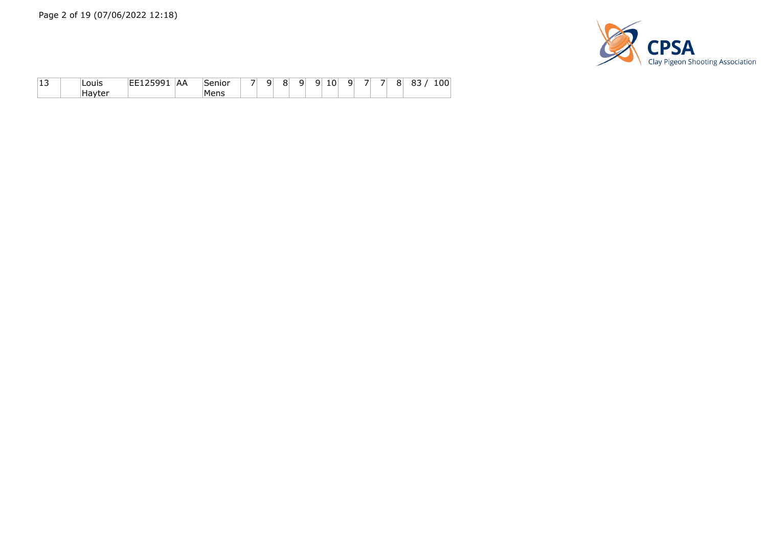| | | | | | | | | | | | | | | | | |
|---|---|---|---|---|---|---|---|---|---|---|---|---|---|---|---|---|
| 13 | | Louis Hayter | EE125991 | AA | Senior Mens | 7 | 9 | 8 | 9 | 9 | 10 | 9 | 7 | 7 | 8 | 83 / 100 |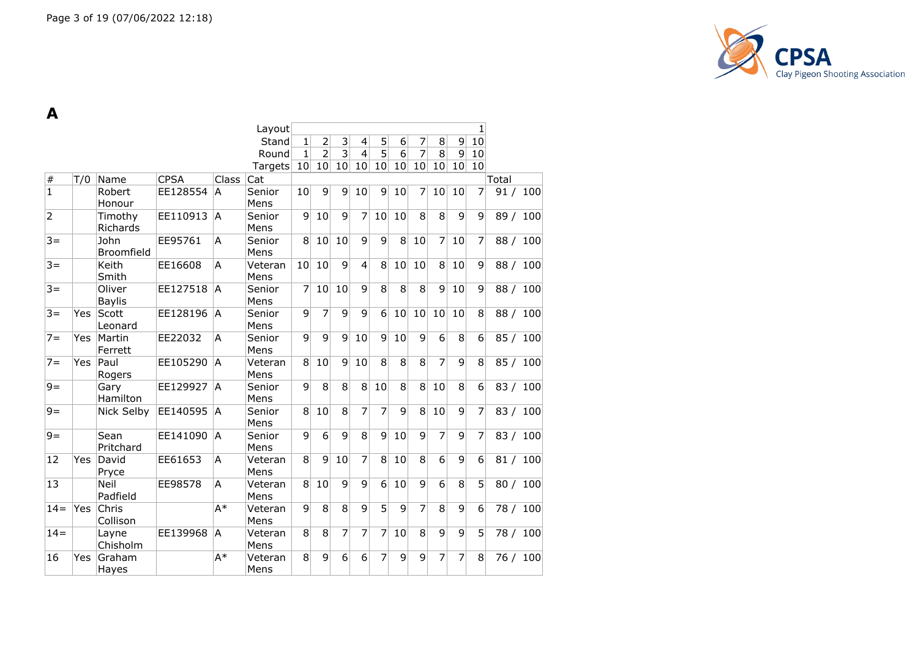# A

| # | T/0 | Name | CPSA | Class | Cat | 1 | 2 | 3 | 4 | 5 | 6 | 7 | 8 | 9 | 10 | Total |
|---|---|---|---|---|---|---|---|---|---|---|---|---|---|---|---|---|
| | | | | | Layout | | | | | | | | | | 1 | |
| | | | | | Stand | 1 | 2 | 3 | 4 | 5 | 6 | 7 | 8 | 9 | 10 | |
| | | | | | Round | 1 | 2 | 3 | 4 | 5 | 6 | 7 | 8 | 9 | 10 | |
| | | | | | Targets | 10 | 10 | 10 | 10 | 10 | 10 | 10 | 10 | 10 | 10 | |
| 1 | | Robert Honour | EE128554 | A | Senior Mens | 10 | 9 | 9 | 10 | 9 | 10 | 7 | 10 | 10 | 7 | 91 / 100 |
| 2 | | Timothy Richards | EE110913 | A | Senior Mens | 9 | 10 | 9 | 7 | 10 | 10 | 8 | 8 | 9 | 9 | 89 / 100 |
| 3= | | John Broomfield | EE95761 | A | Senior Mens | 8 | 10 | 10 | 9 | 9 | 8 | 10 | 7 | 10 | 7 | 88 / 100 |
| 3= | | Keith Smith | EE16608 | A | Veteran Mens | 10 | 10 | 9 | 4 | 8 | 10 | 10 | 8 | 10 | 9 | 88 / 100 |
| 3= | | Oliver Baylis | EE127518 | A | Senior Mens | 7 | 10 | 10 | 9 | 8 | 8 | 8 | 9 | 10 | 9 | 88 / 100 |
| 3= | Yes | Scott Leonard | EE128196 | A | Senior Mens | 9 | 7 | 9 | 9 | 6 | 10 | 10 | 10 | 10 | 8 | 88 / 100 |
| 7= | Yes | Martin Ferrett | EE22032 | A | Senior Mens | 9 | 9 | 9 | 10 | 9 | 10 | 9 | 6 | 8 | 6 | 85 / 100 |
| 7= | Yes | Paul Rogers | EE105290 | A | Veteran Mens | 8 | 10 | 9 | 10 | 8 | 8 | 8 | 7 | 9 | 8 | 85 / 100 |
| 9= | | Gary Hamilton | EE129927 | A | Senior Mens | 9 | 8 | 8 | 8 | 10 | 8 | 8 | 10 | 8 | 6 | 83 / 100 |
| 9= | | Nick Selby | EE140595 | A | Senior Mens | 8 | 10 | 8 | 7 | 7 | 9 | 8 | 10 | 9 | 7 | 83 / 100 |
| 9= | | Sean Pritchard | EE141090 | A | Senior Mens | 9 | 6 | 9 | 8 | 9 | 10 | 9 | 7 | 9 | 7 | 83 / 100 |
| 12 | Yes | David Pryce | EE61653 | A | Veteran Mens | 8 | 9 | 10 | 7 | 8 | 10 | 8 | 6 | 9 | 6 | 81 / 100 |
| 13 | | Neil Padfield | EE98578 | A | Veteran Mens | 8 | 10 | 9 | 9 | 6 | 10 | 9 | 6 | 8 | 5 | 80 / 100 |
| 14= | Yes | Chris Collison | | A* | Veteran Mens | 9 | 8 | 8 | 9 | 5 | 9 | 7 | 8 | 9 | 6 | 78 / 100 |
| 14= | | Layne Chisholm | EE139968 | A | Veteran Mens | 8 | 8 | 7 | 7 | 7 | 10 | 8 | 9 | 9 | 5 | 78 / 100 |
| 16 | Yes | Graham Hayes | | A* | Veteran Mens | 8 | 9 | 6 | 6 | 7 | 9 | 9 | 7 | 7 | 8 | 76 / 100 |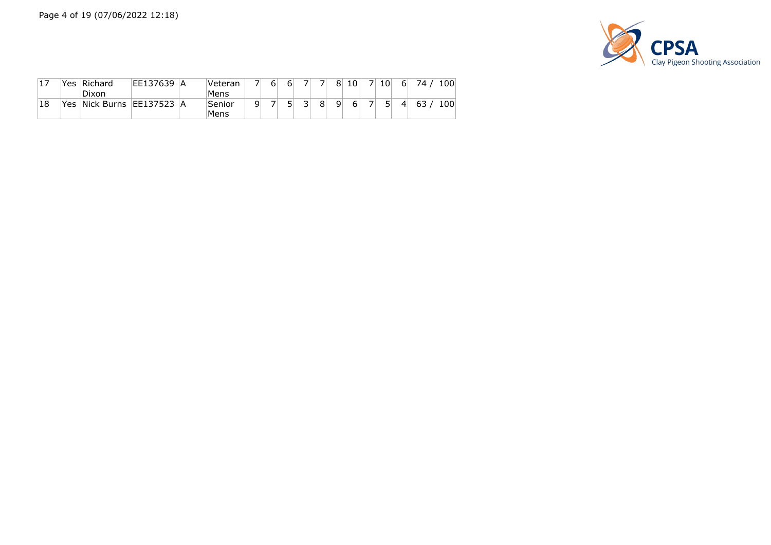| | | | | | | | | | | | | | | | | |
|---|---|---|---|---|---|---|---|---|---|---|---|---|---|---|---|---|
| 17 | Yes | Richard Dixon | EE137639 | A | Veteran Mens | 7 | 6 | 6 | 7 | 7 | 8 | 10 | 7 | 10 | 6 | 74 / 100 |
| 18 | Yes | Nick Burns | EE137523 | A | Senior Mens | 9 | 7 | 5 | 3 | 8 | 9 | 6 | 7 | 5 | 4 | 63 / 100 |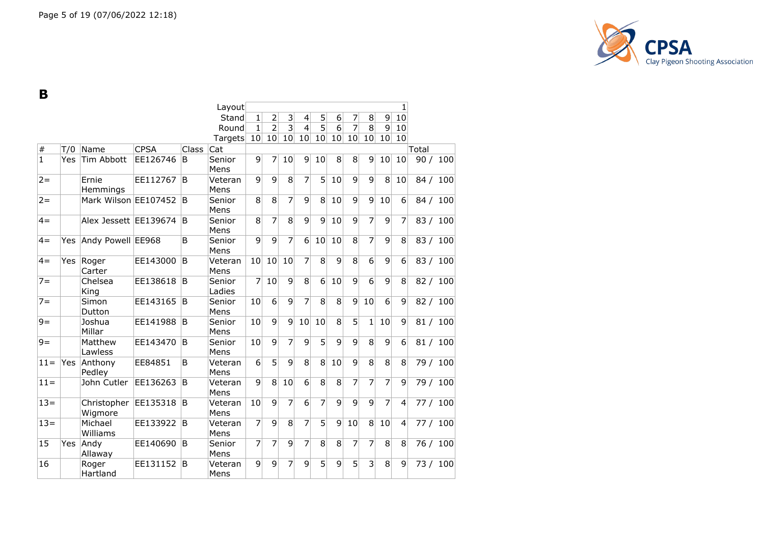## B

| | | | | | Layout | | | | | | | | | | 1 | |
|---|---|---|---|---|---|---|---|---|---|---|---|---|---|---|---|---|
| | | | | | Stand | 1 | 2 | 3 | 4 | 5 | 6 | 7 | 8 | 9 | 10 | |
| | | | | | Round | 1 | 2 | 3 | 4 | 5 | 6 | 7 | 8 | 9 | 10 | |
| | | | | | Targets | 10 | 10 | 10 | 10 | 10 | 10 | 10 | 10 | 10 | 10 | |
| # | T/0 | Name | CPSA | Class | Cat | | | | | | | | | | | Total |
| 1 | Yes | Tim Abbott | EE126746 | B | Senior Mens | 9 | 7 | 10 | 9 | 10 | 8 | 8 | 9 | 10 | 10 | 90 / 100 |
| 2= | | Ernie Hemmings | EE112767 | B | Veteran Mens | 9 | 9 | 8 | 7 | 5 | 10 | 9 | 9 | 8 | 10 | 84 / 100 |
| 2= | | Mark Wilson | EE107452 | B | Senior Mens | 8 | 8 | 7 | 9 | 8 | 10 | 9 | 9 | 10 | 6 | 84 / 100 |
| 4= | | Alex Jessett | EE139674 | B | Senior Mens | 8 | 7 | 8 | 9 | 9 | 10 | 9 | 7 | 9 | 7 | 83 / 100 |
| 4= | Yes | Andy Powell | EE968 | B | Senior Mens | 9 | 9 | 7 | 6 | 10 | 10 | 8 | 7 | 9 | 8 | 83 / 100 |
| 4= | Yes | Roger Carter | EE143000 | B | Veteran Mens | 10 | 10 | 10 | 7 | 8 | 9 | 8 | 6 | 9 | 6 | 83 / 100 |
| 7= | | Chelsea King | EE138618 | B | Senior Ladies | 7 | 10 | 9 | 8 | 6 | 10 | 9 | 6 | 9 | 8 | 82 / 100 |
| 7= | | Simon Dutton | EE143165 | B | Senior Mens | 10 | 6 | 9 | 7 | 8 | 8 | 9 | 10 | 6 | 9 | 82 / 100 |
| 9= | | Joshua Millar | EE141988 | B | Senior Mens | 10 | 9 | 9 | 10 | 10 | 8 | 5 | 1 | 10 | 9 | 81 / 100 |
| 9= | | Matthew Lawless | EE143470 | B | Senior Mens | 10 | 9 | 7 | 9 | 5 | 9 | 9 | 8 | 9 | 6 | 81 / 100 |
| 11= | Yes | Anthony Pedley | EE84851 | B | Veteran Mens | 6 | 5 | 9 | 8 | 8 | 10 | 9 | 8 | 8 | 8 | 79 / 100 |
| 11= | | John Cutler | EE136263 | B | Veteran Mens | 9 | 8 | 10 | 6 | 8 | 8 | 7 | 7 | 7 | 9 | 79 / 100 |
| 13= | | Christopher Wigmore | EE135318 | B | Veteran Mens | 10 | 9 | 7 | 6 | 7 | 9 | 9 | 9 | 7 | 4 | 77 / 100 |
| 13= | | Michael Williams | EE133922 | B | Veteran Mens | 7 | 9 | 8 | 7 | 5 | 9 | 10 | 8 | 10 | 4 | 77 / 100 |
| 15 | Yes | Andy Allaway | EE140690 | B | Senior Mens | 7 | 7 | 9 | 7 | 8 | 8 | 7 | 7 | 8 | 8 | 76 / 100 |
| 16 | | Roger Hartland | EE131152 | B | Veteran Mens | 9 | 9 | 7 | 9 | 5 | 9 | 5 | 3 | 8 | 9 | 73 / 100 |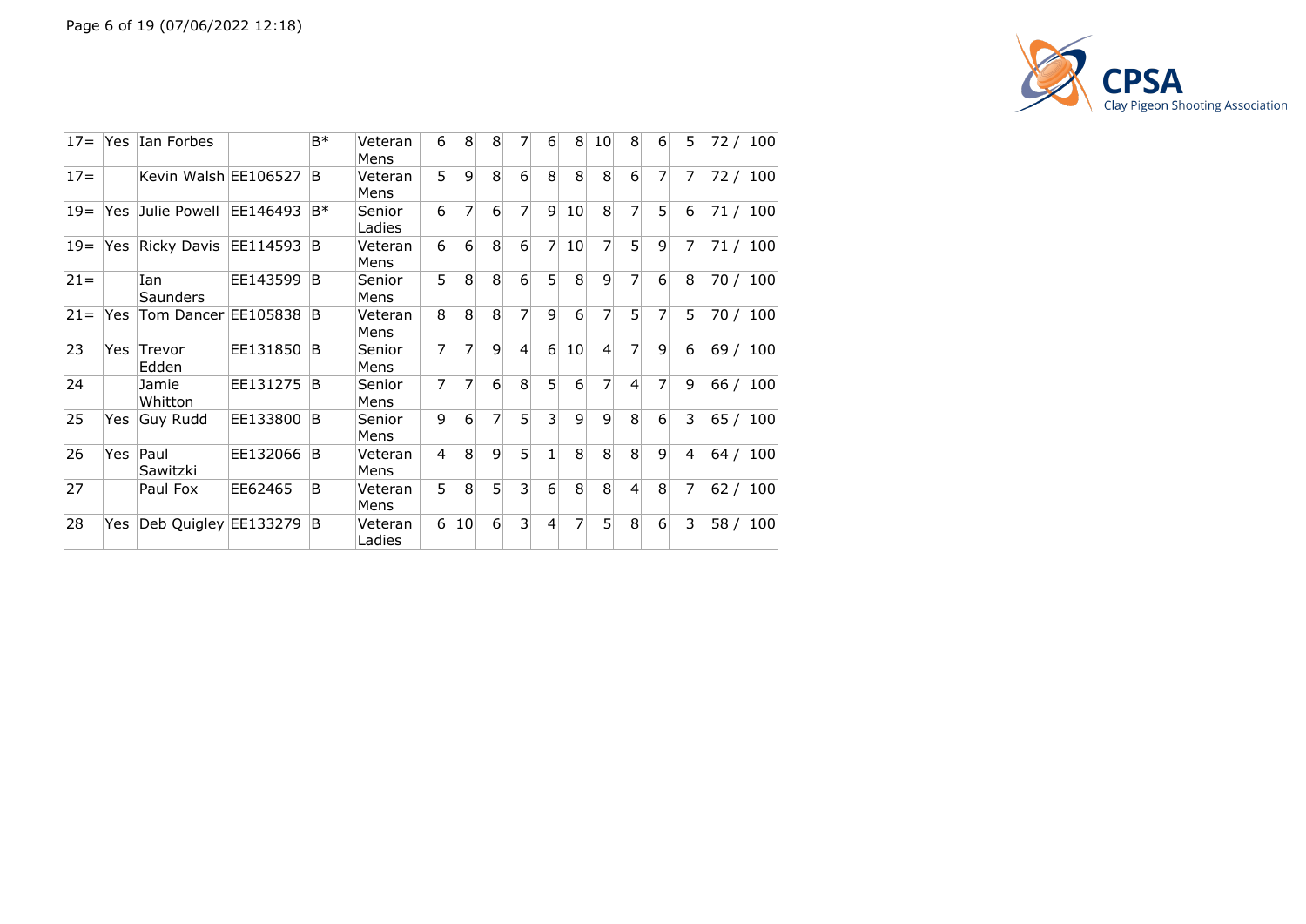| | | | | | | | | | | | | | | | | |
|---|---|---|---|---|---|---|---|---|---|---|---|---|---|---|---|---|
| 17= | Yes | Ian Forbes | | B* | Veteran Mens | 6 | 8 | 8 | 7 | 6 | 8 | 10 | 8 | 6 | 5 | 72 / 100 |
| 17= | | Kevin Walsh | EE106527 | B | Veteran Mens | 5 | 9 | 8 | 6 | 8 | 8 | 8 | 6 | 7 | 7 | 72 / 100 |
| 19= | Yes | Julie Powell | EE146493 | B* | Senior Ladies | 6 | 7 | 6 | 7 | 9 | 10 | 8 | 7 | 5 | 6 | 71 / 100 |
| 19= | Yes | Ricky Davis | EE114593 | B | Veteran Mens | 6 | 6 | 8 | 6 | 7 | 10 | 7 | 5 | 9 | 7 | 71 / 100 |
| 21= | | Ian Saunders | EE143599 | B | Senior Mens | 5 | 8 | 8 | 6 | 5 | 8 | 9 | 7 | 6 | 8 | 70 / 100 |
| 21= | Yes | Tom Dancer | EE105838 | B | Veteran Mens | 8 | 8 | 8 | 7 | 9 | 6 | 7 | 5 | 7 | 5 | 70 / 100 |
| 23 | Yes | Trevor Edden | EE131850 | B | Senior Mens | 7 | 7 | 9 | 4 | 6 | 10 | 4 | 7 | 9 | 6 | 69 / 100 |
| 24 | | Jamie Whitton | EE131275 | B | Senior Mens | 7 | 7 | 6 | 8 | 5 | 6 | 7 | 4 | 7 | 9 | 66 / 100 |
| 25 | Yes | Guy Rudd | EE133800 | B | Senior Mens | 9 | 6 | 7 | 5 | 3 | 9 | 9 | 8 | 6 | 3 | 65 / 100 |
| 26 | Yes | Paul Sawitzki | EE132066 | B | Veteran Mens | 4 | 8 | 9 | 5 | 1 | 8 | 8 | 8 | 9 | 4 | 64 / 100 |
| 27 | | Paul Fox | EE62465 | B | Veteran Mens | 5 | 8 | 5 | 3 | 6 | 8 | 8 | 4 | 8 | 7 | 62 / 100 |
| 28 | Yes | Deb Quigley | EE133279 | B | Veteran Ladies | 6 | 10 | 6 | 3 | 4 | 7 | 5 | 8 | 6 | 3 | 58 / 100 |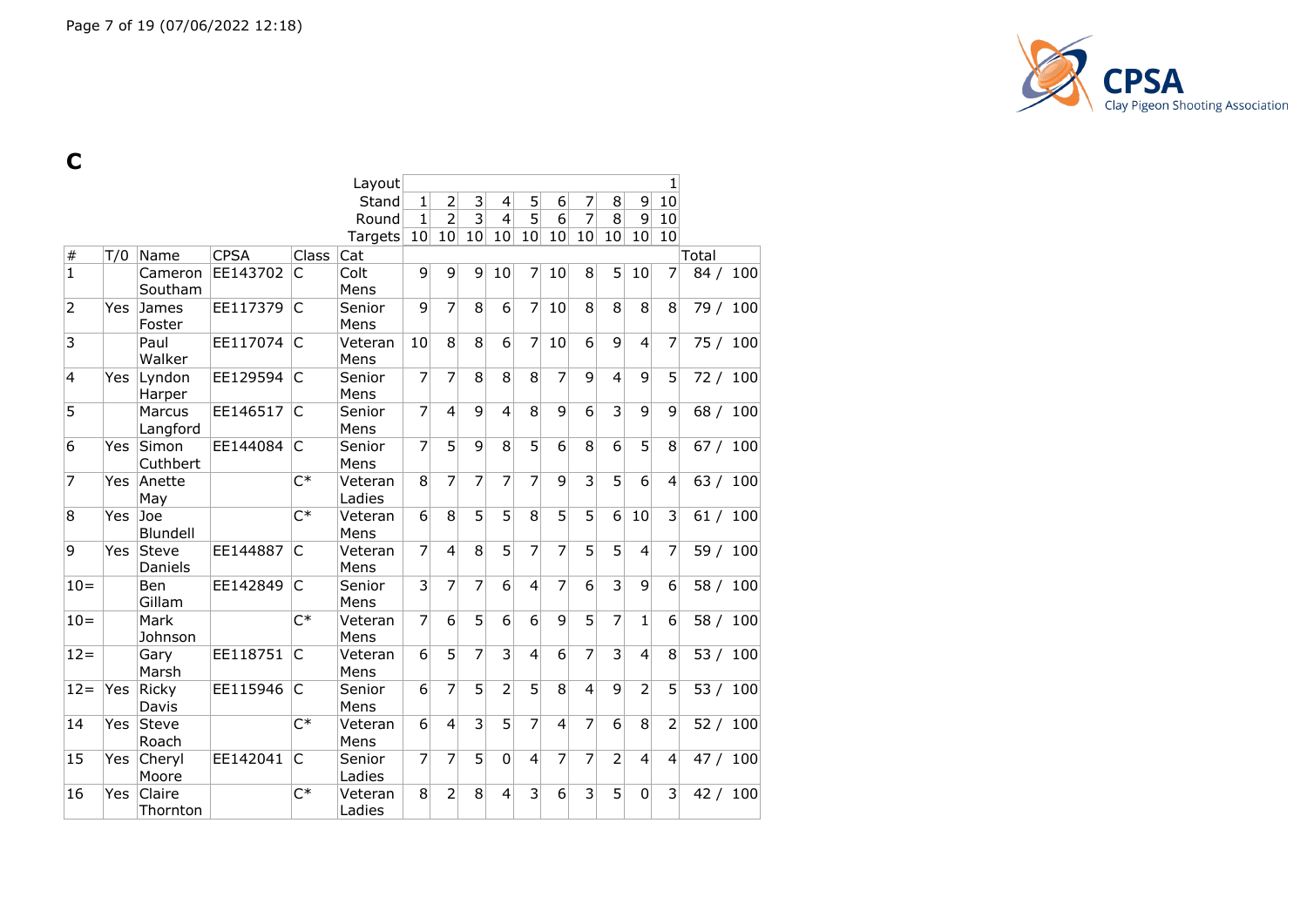# C

| | | | | | Layout | | | | | | | | | | 1 | |
|---|---|---|---|---|---|---|---|---|---|---|---|---|---|---|---|---|
| | | | | | Stand | 1 | 2 | 3 | 4 | 5 | 6 | 7 | 8 | 9 | 10 | |
| | | | | | Round | 1 | 2 | 3 | 4 | 5 | 6 | 7 | 8 | 9 | 10 | |
| | | | | | Targets | 10 | 10 | 10 | 10 | 10 | 10 | 10 | 10 | 10 | 10 | |
| # | T/0 | Name | CPSA | Class | Cat | | | | | | | | | | | Total |
| 1 | | Cameron Southam | EE143702 | C | Colt Mens | 9 | 9 | 9 | 10 | 7 | 10 | 8 | 5 | 10 | 7 | 84 / 100 |
| 2 | Yes | James Foster | EE117379 | C | Senior Mens | 9 | 7 | 8 | 6 | 7 | 10 | 8 | 8 | 8 | 8 | 79 / 100 |
| 3 | | Paul Walker | EE117074 | C | Veteran Mens | 10 | 8 | 8 | 6 | 7 | 10 | 6 | 9 | 4 | 7 | 75 / 100 |
| 4 | Yes | Lyndon Harper | EE129594 | C | Senior Mens | 7 | 7 | 8 | 8 | 8 | 7 | 9 | 4 | 9 | 5 | 72 / 100 |
| 5 | | Marcus Langford | EE146517 | C | Senior Mens | 7 | 4 | 9 | 4 | 8 | 9 | 6 | 3 | 9 | 9 | 68 / 100 |
| 6 | Yes | Simon Cuthbert | EE144084 | C | Senior Mens | 7 | 5 | 9 | 8 | 5 | 6 | 8 | 6 | 5 | 8 | 67 / 100 |
| 7 | Yes | Anette May | | C* | Veteran Ladies | 8 | 7 | 7 | 7 | 7 | 9 | 3 | 5 | 6 | 4 | 63 / 100 |
| 8 | Yes | Joe Blundell | | C* | Veteran Mens | 6 | 8 | 5 | 5 | 8 | 5 | 5 | 6 | 10 | 3 | 61 / 100 |
| 9 | Yes | Steve Daniels | EE144887 | C | Veteran Mens | 7 | 4 | 8 | 5 | 7 | 7 | 5 | 5 | 4 | 7 | 59 / 100 |
| 10= | | Ben Gillam | EE142849 | C | Senior Mens | 3 | 7 | 7 | 6 | 4 | 7 | 6 | 3 | 9 | 6 | 58 / 100 |
| 10= | | Mark Johnson | | C* | Veteran Mens | 7 | 6 | 5 | 6 | 6 | 9 | 5 | 7 | 1 | 6 | 58 / 100 |
| 12= | | Gary Marsh | EE118751 | C | Veteran Mens | 6 | 5 | 7 | 3 | 4 | 6 | 7 | 3 | 4 | 8 | 53 / 100 |
| 12= | Yes | Ricky Davis | EE115946 | C | Senior Mens | 6 | 7 | 5 | 2 | 5 | 8 | 4 | 9 | 2 | 5 | 53 / 100 |
| 14 | Yes | Steve Roach | | C* | Veteran Mens | 6 | 4 | 3 | 5 | 7 | 4 | 7 | 6 | 8 | 2 | 52 / 100 |
| 15 | Yes | Cheryl Moore | EE142041 | C | Senior Ladies | 7 | 7 | 5 | 0 | 4 | 7 | 7 | 2 | 4 | 4 | 47 / 100 |
| 16 | Yes | Claire Thornton | | C* | Veteran Ladies | 8 | 2 | 8 | 4 | 3 | 6 | 3 | 5 | 0 | 3 | 42 / 100 |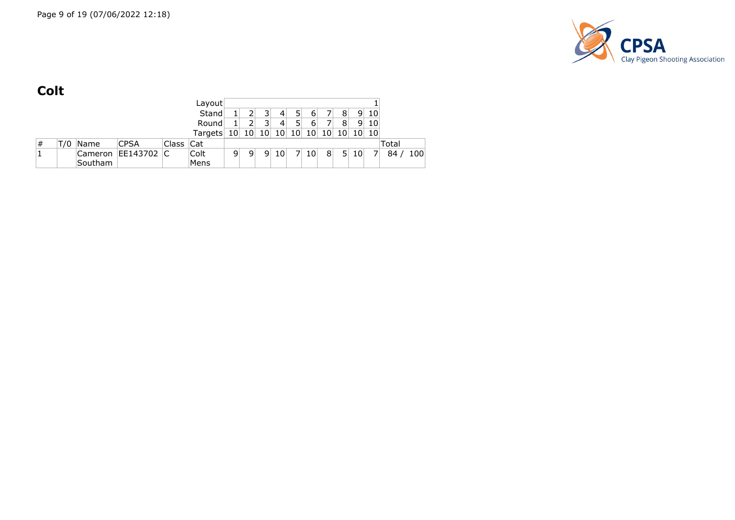## Colt

| # | T/0 | Name | CPSA | Class | Cat | | | | | | | | | | | Total |
|---|---|---|---|---|---|---|---|---|---|---|---|---|---|---|---|---|
| | | | | | Layout | | | | | | | | | | 1 | |
| | | | | | Stand | 1 | 2 | 3 | 4 | 5 | 6 | 7 | 8 | 9 | 10 | |
| | | | | | Round | 1 | 2 | 3 | 4 | 5 | 6 | 7 | 8 | 9 | 10 | |
| | | | | | Targets | 10 | 10 | 10 | 10 | 10 | 10 | 10 | 10 | 10 | 10 | |
| 1 | | Cameron Southam | EE143702 | C | Colt Mens | 9 | 9 | 9 | 10 | 7 | 10 | 8 | 5 | 10 | 7 | 84 / 100 |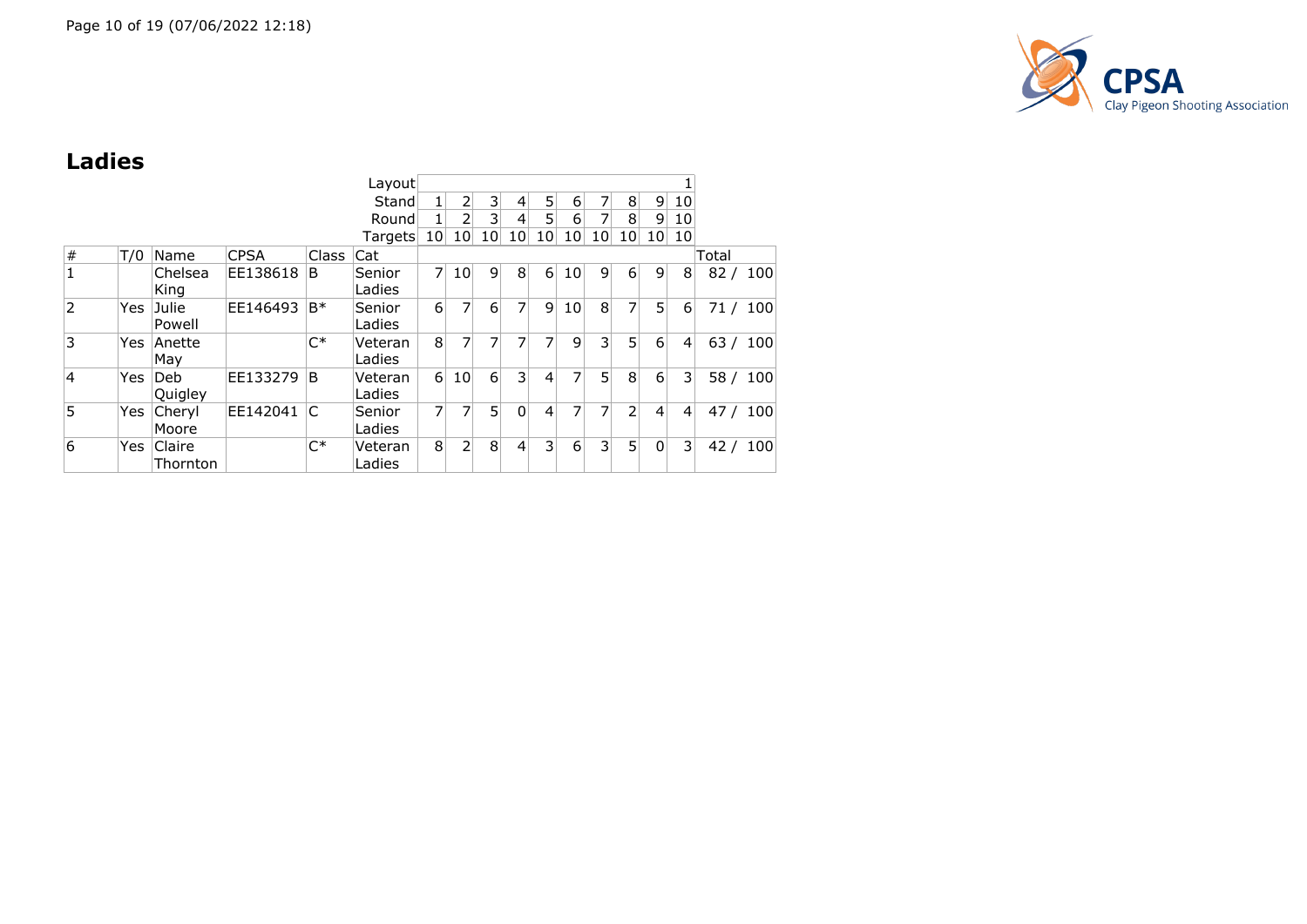## Ladies

| # | T/0 | Name | CPSA | Class | Cat | 1 | 2 | 3 | 4 | 5 | 6 | 7 | 8 | 9 | 10 | Total |
|---|---|---|---|---|---|---|---|---|---|---|---|---|---|---|---|---|
| | | | | | Layout | | | | | | | | | | 1 | |
| | | | | | Stand | 1 | 2 | 3 | 4 | 5 | 6 | 7 | 8 | 9 | 10 | |
| | | | | | Round | 1 | 2 | 3 | 4 | 5 | 6 | 7 | 8 | 9 | 10 | |
| | | | | | Targets | 10 | 10 | 10 | 10 | 10 | 10 | 10 | 10 | 10 | 10 | |
| 1 | | Chelsea King | EE138618 | B | Senior Ladies | 7 | 10 | 9 | 8 | 6 | 10 | 9 | 6 | 9 | 8 | 82 / 100 |
| 2 | Yes | Julie Powell | EE146493 | B* | Senior Ladies | 6 | 7 | 6 | 7 | 9 | 10 | 8 | 7 | 5 | 6 | 71 / 100 |
| 3 | Yes | Anette May | | C* | Veteran Ladies | 8 | 7 | 7 | 7 | 7 | 9 | 3 | 5 | 6 | 4 | 63 / 100 |
| 4 | Yes | Deb Quigley | EE133279 | B | Veteran Ladies | 6 | 10 | 6 | 3 | 4 | 7 | 5 | 8 | 6 | 3 | 58 / 100 |
| 5 | Yes | Cheryl Moore | EE142041 | C | Senior Ladies | 7 | 7 | 5 | 0 | 4 | 7 | 7 | 2 | 4 | 4 | 47 / 100 |
| 6 | Yes | Claire Thornton | | C* | Veteran Ladies | 8 | 2 | 8 | 4 | 3 | 6 | 3 | 5 | 0 | 3 | 42 / 100 |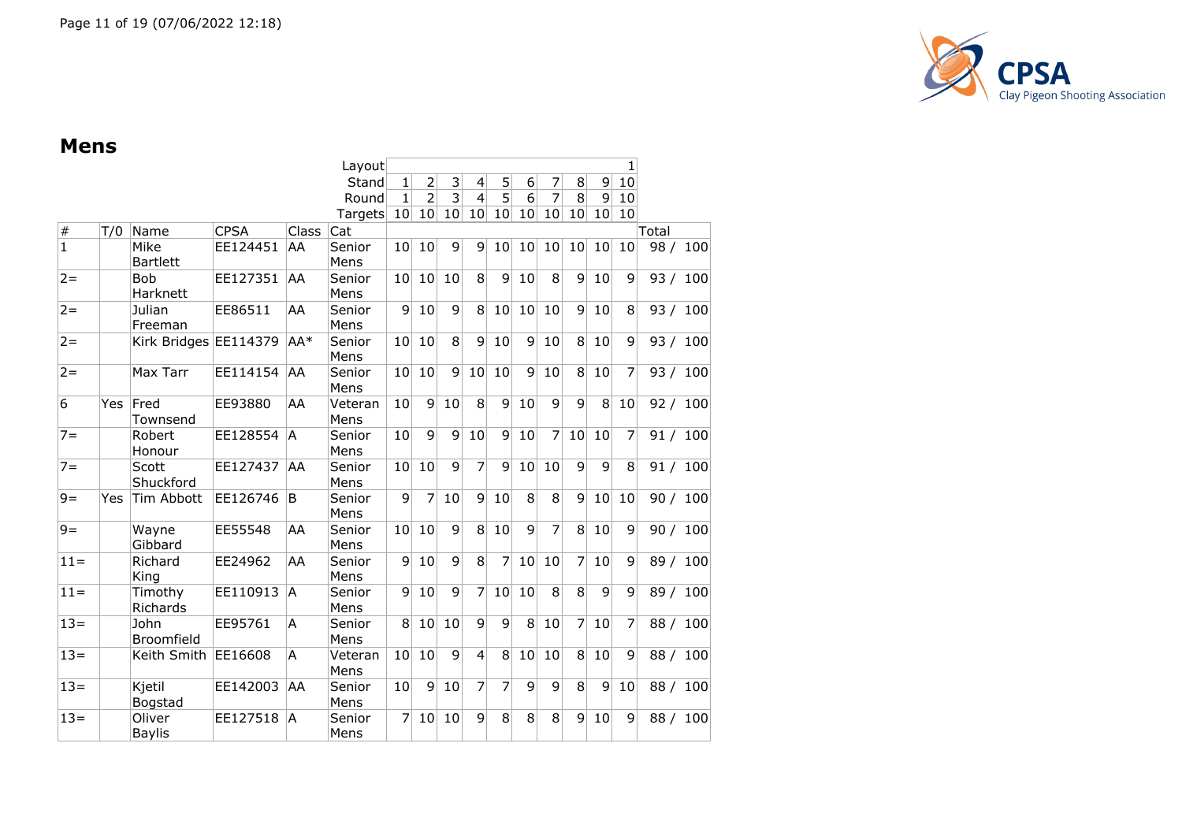## Mens

| | | | | Layout | | | | | | | | | | 1 | |
|---|---|---|---|---|---|---|---|---|---|---|---|---|---|---|---|
| | | | | Stand | 1 | 2 | 3 | 4 | 5 | 6 | 7 | 8 | 9 | 10 | |
| | | | | Round | 1 | 2 | 3 | 4 | 5 | 6 | 7 | 8 | 9 | 10 | |
| | | | | Targets | 10 | 10 | 10 | 10 | 10 | 10 | 10 | 10 | 10 | 10 | |
| # | T/0 | Name | CPSA | Class | Cat | | | | | | | | | | Total |
| 1 | | Mike Bartlett | EE124451 | AA | Senior Mens | 10 | 10 | 9 | 9 | 10 | 10 | 10 | 10 | 10 | 10 | 98 / 100 |
| 2= | | Bob Harknett | EE127351 | AA | Senior Mens | 10 | 10 | 10 | 8 | 9 | 10 | 8 | 9 | 10 | 9 | 93 / 100 |
| 2= | | Julian Freeman | EE86511 | AA | Senior Mens | 9 | 10 | 9 | 8 | 10 | 10 | 10 | 9 | 10 | 8 | 93 / 100 |
| 2= | | Kirk Bridges | EE114379 | AA* | Senior Mens | 10 | 10 | 8 | 9 | 10 | 9 | 10 | 8 | 10 | 9 | 93 / 100 |
| 2= | | Max Tarr | EE114154 | AA | Senior Mens | 10 | 10 | 9 | 10 | 10 | 9 | 10 | 8 | 10 | 7 | 93 / 100 |
| 6 | Yes | Fred Townsend | EE93880 | AA | Veteran Mens | 10 | 9 | 10 | 8 | 9 | 10 | 9 | 9 | 8 | 10 | 92 / 100 |
| 7= | | Robert Honour | EE128554 | A | Senior Mens | 10 | 9 | 9 | 10 | 9 | 10 | 7 | 10 | 10 | 7 | 91 / 100 |
| 7= | | Scott Shuckford | EE127437 | AA | Senior Mens | 10 | 10 | 9 | 7 | 9 | 10 | 10 | 9 | 9 | 8 | 91 / 100 |
| 9= | Yes | Tim Abbott | EE126746 | B | Senior Mens | 9 | 7 | 10 | 9 | 10 | 8 | 8 | 9 | 10 | 10 | 90 / 100 |
| 9= | | Wayne Gibbard | EE55548 | AA | Senior Mens | 10 | 10 | 9 | 8 | 10 | 9 | 7 | 8 | 10 | 9 | 90 / 100 |
| 11= | | Richard King | EE24962 | AA | Senior Mens | 9 | 10 | 9 | 8 | 7 | 10 | 10 | 7 | 10 | 9 | 89 / 100 |
| 11= | | Timothy Richards | EE110913 | A | Senior Mens | 9 | 10 | 9 | 7 | 10 | 10 | 8 | 8 | 9 | 9 | 89 / 100 |
| 13= | | John Broomfield | EE95761 | A | Senior Mens | 8 | 10 | 10 | 9 | 9 | 8 | 10 | 7 | 10 | 7 | 88 / 100 |
| 13= | | Keith Smith | EE16608 | A | Veteran Mens | 10 | 10 | 9 | 4 | 8 | 10 | 10 | 8 | 10 | 9 | 88 / 100 |
| 13= | | Kjetil Bogstad | EE142003 | AA | Senior Mens | 10 | 9 | 10 | 7 | 7 | 9 | 9 | 8 | 9 | 10 | 88 / 100 |
| 13= | | Oliver Baylis | EE127518 | A | Senior Mens | 7 | 10 | 10 | 9 | 8 | 8 | 8 | 9 | 10 | 9 | 88 / 100 |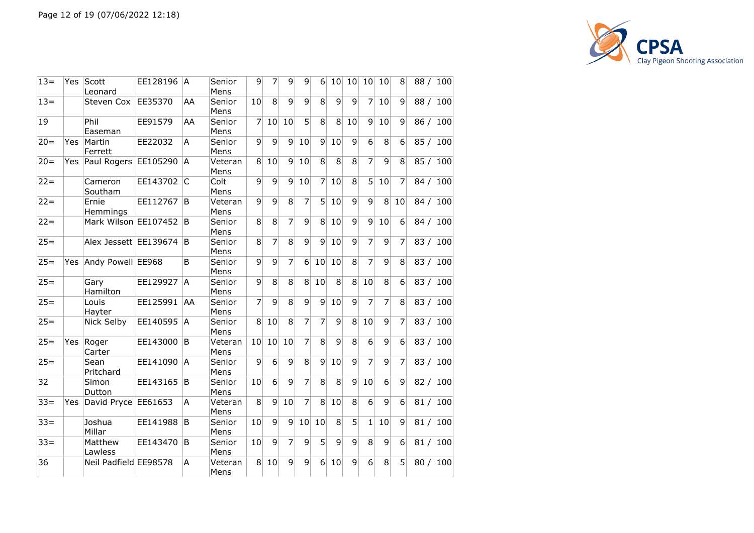| 13= | Yes | Scott Leonard | EE128196 | A | Senior Mens | 9 | 7 | 9 | 9 | 6 | 10 | 10 | 10 | 10 | 8 | 88 / 100 |
|---|---|---|---|---|---|---|---|---|---|---|---|---|---|---|---|---|
| 13= | | Steven Cox | EE35370 | AA | Senior Mens | 10 | 8 | 9 | 9 | 8 | 9 | 9 | 7 | 10 | 9 | 88 / 100 |
| 19 | | Phil Easeman | EE91579 | AA | Senior Mens | 7 | 10 | 10 | 5 | 8 | 8 | 10 | 9 | 10 | 9 | 86 / 100 |
| 20= | Yes | Martin Ferrett | EE22032 | A | Senior Mens | 9 | 9 | 9 | 10 | 9 | 10 | 9 | 6 | 8 | 6 | 85 / 100 |
| 20= | Yes | Paul Rogers | EE105290 | A | Veteran Mens | 8 | 10 | 9 | 10 | 8 | 8 | 8 | 7 | 9 | 8 | 85 / 100 |
| 22= | | Cameron Southam | EE143702 | C | Colt Mens | 9 | 9 | 9 | 10 | 7 | 10 | 8 | 5 | 10 | 7 | 84 / 100 |
| 22= | | Ernie Hemmings | EE112767 | B | Veteran Mens | 9 | 9 | 8 | 7 | 5 | 10 | 9 | 9 | 8 | 10 | 84 / 100 |
| 22= | | Mark Wilson | EE107452 | B | Senior Mens | 8 | 8 | 7 | 9 | 8 | 10 | 9 | 9 | 10 | 6 | 84 / 100 |
| 25= | | Alex Jessett | EE139674 | B | Senior Mens | 8 | 7 | 8 | 9 | 9 | 10 | 9 | 7 | 9 | 7 | 83 / 100 |
| 25= | Yes | Andy Powell | EE968 | B | Senior Mens | 9 | 9 | 7 | 6 | 10 | 10 | 8 | 7 | 9 | 8 | 83 / 100 |
| 25= | | Gary Hamilton | EE129927 | A | Senior Mens | 9 | 8 | 8 | 8 | 10 | 8 | 8 | 10 | 8 | 6 | 83 / 100 |
| 25= | | Louis Hayter | EE125991 | AA | Senior Mens | 7 | 9 | 8 | 9 | 9 | 10 | 9 | 7 | 7 | 8 | 83 / 100 |
| 25= | | Nick Selby | EE140595 | A | Senior Mens | 8 | 10 | 8 | 7 | 7 | 9 | 8 | 10 | 9 | 7 | 83 / 100 |
| 25= | Yes | Roger Carter | EE143000 | B | Veteran Mens | 10 | 10 | 10 | 7 | 8 | 9 | 8 | 6 | 9 | 6 | 83 / 100 |
| 25= | | Sean Pritchard | EE141090 | A | Senior Mens | 9 | 6 | 9 | 8 | 9 | 10 | 9 | 7 | 9 | 7 | 83 / 100 |
| 32 | | Simon Dutton | EE143165 | B | Senior Mens | 10 | 6 | 9 | 7 | 8 | 8 | 9 | 10 | 6 | 9 | 82 / 100 |
| 33= | Yes | David Pryce | EE61653 | A | Veteran Mens | 8 | 9 | 10 | 7 | 8 | 10 | 8 | 6 | 9 | 6 | 81 / 100 |
| 33= | | Joshua Millar | EE141988 | B | Senior Mens | 10 | 9 | 9 | 10 | 10 | 8 | 5 | 1 | 10 | 9 | 81 / 100 |
| 33= | | Matthew Lawless | EE143470 | B | Senior Mens | 10 | 9 | 7 | 9 | 5 | 9 | 9 | 8 | 9 | 6 | 81 / 100 |
| 36 | | Neil Padfield | EE98578 | A | Veteran Mens | 8 | 10 | 9 | 9 | 6 | 10 | 9 | 6 | 8 | 5 | 80 / 100 |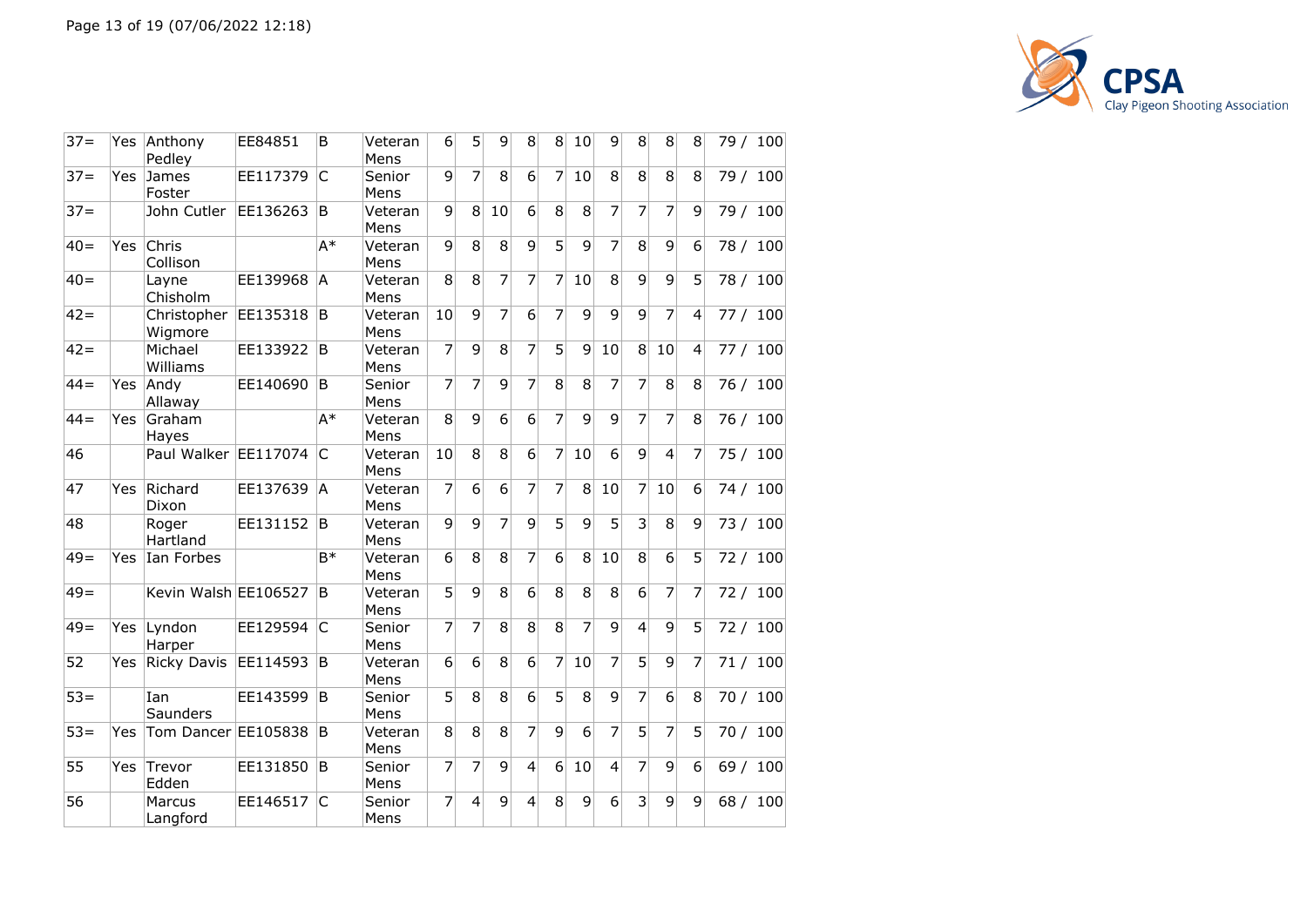| | | | | | | | | | | | | | | | | |
|---|---|---|---|---|---|---|---|---|---|---|---|---|---|---|---|---|
| 37= | Yes | Anthony Pedley | EE84851 | B | Veteran Mens | 6 | 5 | 9 | 8 | 8 | 10 | 9 | 8 | 8 | 8 | 79 / 100 |
| 37= | Yes | James Foster | EE117379 | C | Senior Mens | 9 | 7 | 8 | 6 | 7 | 10 | 8 | 8 | 8 | 8 | 79 / 100 |
| 37= | | John Cutler | EE136263 | B | Veteran Mens | 9 | 8 | 10 | 6 | 8 | 8 | 7 | 7 | 7 | 9 | 79 / 100 |
| 40= | Yes | Chris Collison | | A* | Veteran Mens | 9 | 8 | 8 | 9 | 5 | 9 | 7 | 8 | 9 | 6 | 78 / 100 |
| 40= | | Layne Chisholm | EE139968 | A | Veteran Mens | 8 | 8 | 7 | 7 | 7 | 10 | 8 | 9 | 9 | 5 | 78 / 100 |
| 42= | | Christopher Wigmore | EE135318 | B | Veteran Mens | 10 | 9 | 7 | 6 | 7 | 9 | 9 | 9 | 7 | 4 | 77 / 100 |
| 42= | | Michael Williams | EE133922 | B | Veteran Mens | 7 | 9 | 8 | 7 | 5 | 9 | 10 | 8 | 10 | 4 | 77 / 100 |
| 44= | Yes | Andy Allaway | EE140690 | B | Senior Mens | 7 | 7 | 9 | 7 | 8 | 8 | 7 | 7 | 8 | 8 | 76 / 100 |
| 44= | Yes | Graham Hayes | | A* | Veteran Mens | 8 | 9 | 6 | 6 | 7 | 9 | 9 | 7 | 7 | 8 | 76 / 100 |
| 46 | | Paul Walker | EE117074 | C | Veteran Mens | 10 | 8 | 8 | 6 | 7 | 10 | 6 | 9 | 4 | 7 | 75 / 100 |
| 47 | Yes | Richard Dixon | EE137639 | A | Veteran Mens | 7 | 6 | 6 | 7 | 7 | 8 | 10 | 7 | 10 | 6 | 74 / 100 |
| 48 | | Roger Hartland | EE131152 | B | Veteran Mens | 9 | 9 | 7 | 9 | 5 | 9 | 5 | 3 | 8 | 9 | 73 / 100 |
| 49= | Yes | Ian Forbes | | B* | Veteran Mens | 6 | 8 | 8 | 7 | 6 | 8 | 10 | 8 | 6 | 5 | 72 / 100 |
| 49= | | Kevin Walsh | EE106527 | B | Veteran Mens | 5 | 9 | 8 | 6 | 8 | 8 | 8 | 6 | 7 | 7 | 72 / 100 |
| 49= | Yes | Lyndon Harper | EE129594 | C | Senior Mens | 7 | 7 | 8 | 8 | 8 | 7 | 9 | 4 | 9 | 5 | 72 / 100 |
| 52 | Yes | Ricky Davis | EE114593 | B | Veteran Mens | 6 | 6 | 8 | 6 | 7 | 10 | 7 | 5 | 9 | 7 | 71 / 100 |
| 53= | | Ian Saunders | EE143599 | B | Senior Mens | 5 | 8 | 8 | 6 | 5 | 8 | 9 | 7 | 6 | 8 | 70 / 100 |
| 53= | Yes | Tom Dancer | EE105838 | B | Veteran Mens | 8 | 8 | 8 | 7 | 9 | 6 | 7 | 5 | 7 | 5 | 70 / 100 |
| 55 | Yes | Trevor Edden | EE131850 | B | Senior Mens | 7 | 7 | 9 | 4 | 6 | 10 | 4 | 7 | 9 | 6 | 69 / 100 |
| 56 | | Marcus Langford | EE146517 | C | Senior Mens | 7 | 4 | 9 | 4 | 8 | 9 | 6 | 3 | 9 | 9 | 68 / 100 |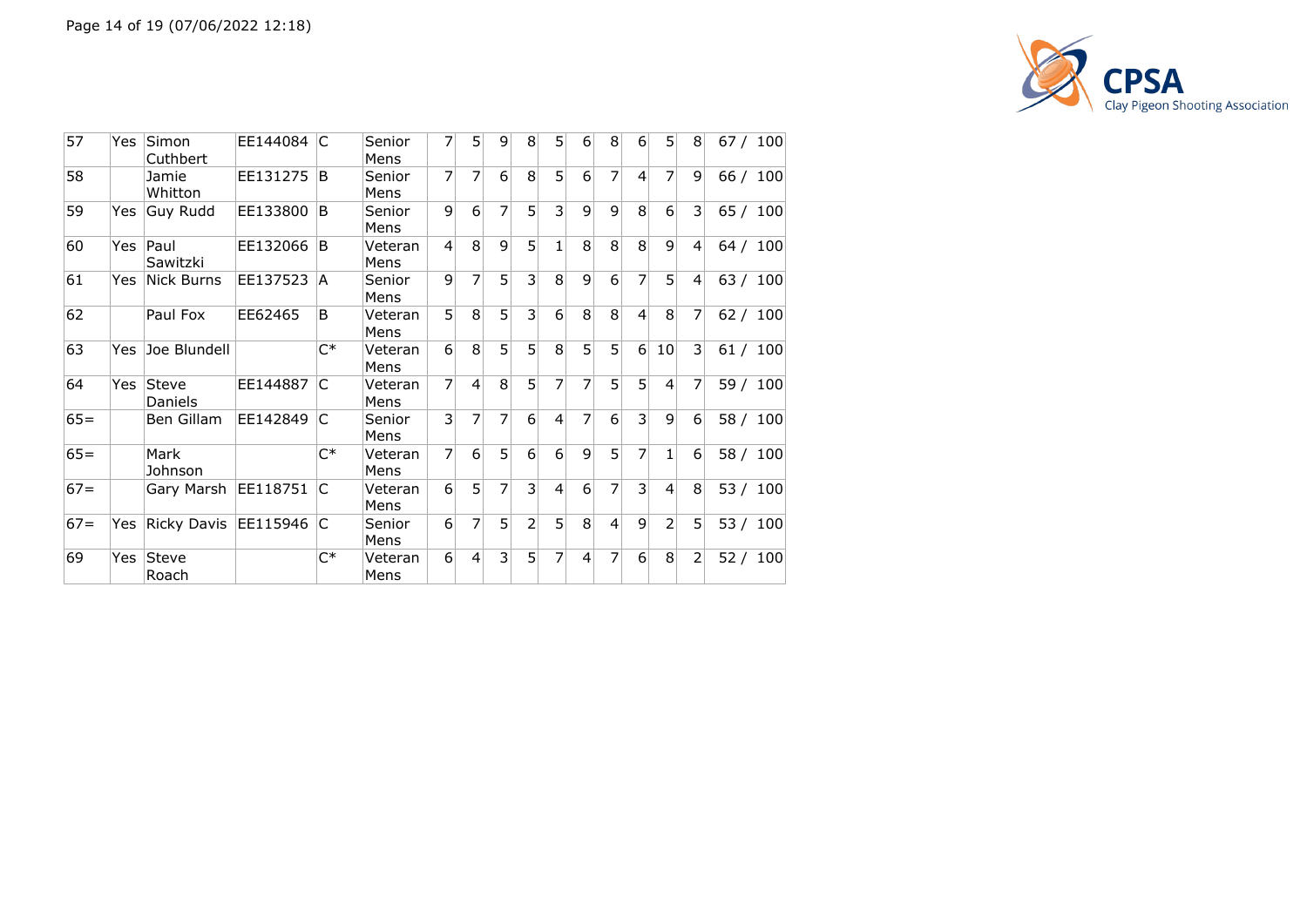| 57 | Yes | Simon Cuthbert | EE144084 | C | Senior Mens | 7 | 5 | 9 | 8 | 5 | 6 | 8 | 6 | 5 | 8 | 67 / 100 |
|---|---|---|---|---|---|---|---|---|---|---|---|---|---|---|---|---|
| 58 | | Jamie Whitton | EE131275 | B | Senior Mens | 7 | 7 | 6 | 8 | 5 | 6 | 7 | 4 | 7 | 9 | 66 / 100 |
| 59 | Yes | Guy Rudd | EE133800 | B | Senior Mens | 9 | 6 | 7 | 5 | 3 | 9 | 9 | 8 | 6 | 3 | 65 / 100 |
| 60 | Yes | Paul Sawitzki | EE132066 | B | Veteran Mens | 4 | 8 | 9 | 5 | 1 | 8 | 8 | 8 | 9 | 4 | 64 / 100 |
| 61 | Yes | Nick Burns | EE137523 | A | Senior Mens | 9 | 7 | 5 | 3 | 8 | 9 | 6 | 7 | 5 | 4 | 63 / 100 |
| 62 | | Paul Fox | EE62465 | B | Veteran Mens | 5 | 8 | 5 | 3 | 6 | 8 | 8 | 4 | 8 | 7 | 62 / 100 |
| 63 | Yes | Joe Blundell | | C* | Veteran Mens | 6 | 8 | 5 | 5 | 8 | 5 | 5 | 6 | 10 | 3 | 61 / 100 |
| 64 | Yes | Steve Daniels | EE144887 | C | Veteran Mens | 7 | 4 | 8 | 5 | 7 | 7 | 5 | 5 | 4 | 7 | 59 / 100 |
| 65= | | Ben Gillam | EE142849 | C | Senior Mens | 3 | 7 | 7 | 6 | 4 | 7 | 6 | 3 | 9 | 6 | 58 / 100 |
| 65= | | Mark Johnson | | C* | Veteran Mens | 7 | 6 | 5 | 6 | 6 | 9 | 5 | 7 | 1 | 6 | 58 / 100 |
| 67= | | Gary Marsh | EE118751 | C | Veteran Mens | 6 | 5 | 7 | 3 | 4 | 6 | 7 | 3 | 4 | 8 | 53 / 100 |
| 67= | Yes | Ricky Davis | EE115946 | C | Senior Mens | 6 | 7 | 5 | 2 | 5 | 8 | 4 | 9 | 2 | 5 | 53 / 100 |
| 69 | Yes | Steve Roach | | C* | Veteran Mens | 6 | 4 | 3 | 5 | 7 | 4 | 7 | 6 | 8 | 2 | 52 / 100 |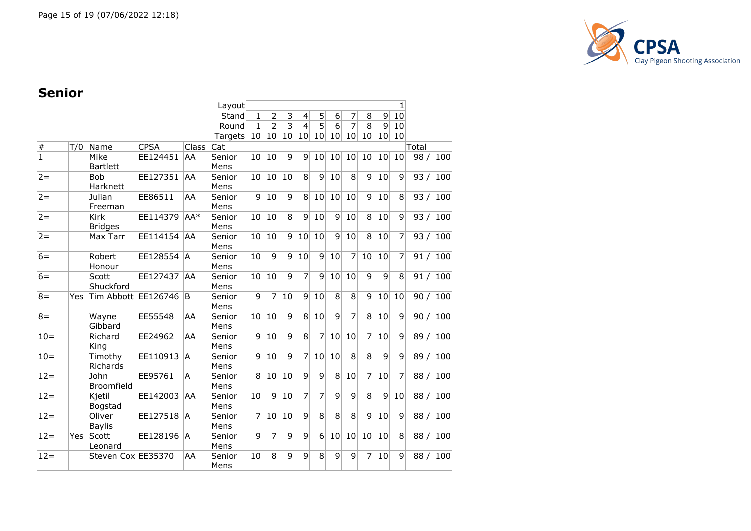## Senior

| # | T/0 | Name | CPSA | Class | Cat | 1 | 2 | 3 | 4 | 5 | 6 | 7 | 8 | 9 | 10 | Total |
|---|---|---|---|---|---|---|---|---|---|---|---|---|---|---|---|---|
| | | | | | Layout | | | | | | | | | | 1 | |
| | | | | | Stand | 1 | 2 | 3 | 4 | 5 | 6 | 7 | 8 | 9 | 10 | |
| | | | | | Round | 1 | 2 | 3 | 4 | 5 | 6 | 7 | 8 | 9 | 10 | |
| | | | | | Targets | 10 | 10 | 10 | 10 | 10 | 10 | 10 | 10 | 10 | 10 | |
| 1 | | Mike Bartlett | EE124451 | AA | Senior Mens | 10 | 10 | 9 | 9 | 10 | 10 | 10 | 10 | 10 | 10 | 98 / 100 |
| 2= | | Bob Harknett | EE127351 | AA | Senior Mens | 10 | 10 | 10 | 8 | 9 | 10 | 8 | 9 | 10 | 9 | 93 / 100 |
| 2= | | Julian Freeman | EE86511 | AA | Senior Mens | 9 | 10 | 9 | 8 | 10 | 10 | 10 | 9 | 10 | 8 | 93 / 100 |
| 2= | | Kirk Bridges | EE114379 | AA* | Senior Mens | 10 | 10 | 8 | 9 | 10 | 9 | 10 | 8 | 10 | 9 | 93 / 100 |
| 2= | | Max Tarr | EE114154 | AA | Senior Mens | 10 | 10 | 9 | 10 | 10 | 9 | 10 | 8 | 10 | 7 | 93 / 100 |
| 6= | | Robert Honour | EE128554 | A | Senior Mens | 10 | 9 | 9 | 10 | 9 | 10 | 7 | 10 | 10 | 7 | 91 / 100 |
| 6= | | Scott Shuckford | EE127437 | AA | Senior Mens | 10 | 10 | 9 | 7 | 9 | 10 | 10 | 9 | 9 | 8 | 91 / 100 |
| 8= | Yes | Tim Abbott | EE126746 | B | Senior Mens | 9 | 7 | 10 | 9 | 10 | 8 | 8 | 9 | 10 | 10 | 90 / 100 |
| 8= | | Wayne Gibbard | EE55548 | AA | Senior Mens | 10 | 10 | 9 | 8 | 10 | 9 | 7 | 8 | 10 | 9 | 90 / 100 |
| 10= | | Richard King | EE24962 | AA | Senior Mens | 9 | 10 | 9 | 8 | 7 | 10 | 10 | 7 | 10 | 9 | 89 / 100 |
| 10= | | Timothy Richards | EE110913 | A | Senior Mens | 9 | 10 | 9 | 7 | 10 | 10 | 8 | 8 | 9 | 9 | 89 / 100 |
| 12= | | John Broomfield | EE95761 | A | Senior Mens | 8 | 10 | 10 | 9 | 9 | 8 | 10 | 7 | 10 | 7 | 88 / 100 |
| 12= | | Kjetil Bogstad | EE142003 | AA | Senior Mens | 10 | 9 | 10 | 7 | 7 | 9 | 9 | 8 | 9 | 10 | 88 / 100 |
| 12= | | Oliver Baylis | EE127518 | A | Senior Mens | 7 | 10 | 10 | 9 | 8 | 8 | 8 | 9 | 10 | 9 | 88 / 100 |
| 12= | Yes | Scott Leonard | EE128196 | A | Senior Mens | 9 | 7 | 9 | 9 | 6 | 10 | 10 | 10 | 10 | 8 | 88 / 100 |
| 12= | | Steven Cox | EE35370 | AA | Senior Mens | 10 | 8 | 9 | 9 | 8 | 9 | 9 | 7 | 10 | 9 | 88 / 100 |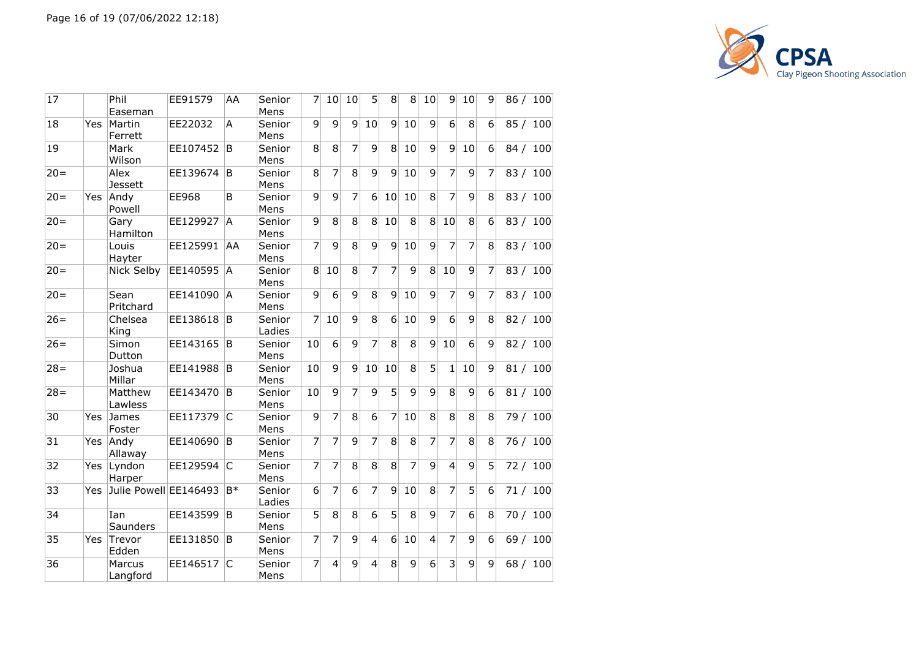| | | | | | | | | | | | | | | | | |
|---|---|---|---|---|---|---|---|---|---|---|---|---|---|---|---|---|
| 17 | | Phil Easeman | EE91579 | AA | Senior Mens | 7 | 10 | 10 | 5 | 8 | 8 | 10 | 9 | 10 | 9 | 86 / 100 |
| 18 | Yes | Martin Ferrett | EE22032 | A | Senior Mens | 9 | 9 | 9 | 10 | 9 | 10 | 9 | 6 | 8 | 6 | 85 / 100 |
| 19 | | Mark Wilson | EE107452 | B | Senior Mens | 8 | 8 | 7 | 9 | 8 | 10 | 9 | 9 | 10 | 6 | 84 / 100 |
| 20= | | Alex Jessett | EE139674 | B | Senior Mens | 8 | 7 | 8 | 9 | 9 | 10 | 9 | 7 | 9 | 7 | 83 / 100 |
| 20= | Yes | Andy Powell | EE968 | B | Senior Mens | 9 | 9 | 7 | 6 | 10 | 10 | 8 | 7 | 9 | 8 | 83 / 100 |
| 20= | | Gary Hamilton | EE129927 | A | Senior Mens | 9 | 8 | 8 | 8 | 10 | 8 | 8 | 10 | 8 | 6 | 83 / 100 |
| 20= | | Louis Hayter | EE125991 | AA | Senior Mens | 7 | 9 | 8 | 9 | 9 | 10 | 9 | 7 | 7 | 8 | 83 / 100 |
| 20= | | Nick Selby | EE140595 | A | Senior Mens | 8 | 10 | 8 | 7 | 7 | 9 | 8 | 10 | 9 | 7 | 83 / 100 |
| 20= | | Sean Pritchard | EE141090 | A | Senior Mens | 9 | 6 | 9 | 8 | 9 | 10 | 9 | 7 | 9 | 7 | 83 / 100 |
| 26= | | Chelsea King | EE138618 | B | Senior Ladies | 7 | 10 | 9 | 8 | 6 | 10 | 9 | 6 | 9 | 8 | 82 / 100 |
| 26= | | Simon Dutton | EE143165 | B | Senior Mens | 10 | 6 | 9 | 7 | 8 | 8 | 9 | 10 | 6 | 9 | 82 / 100 |
| 28= | | Joshua Millar | EE141988 | B | Senior Mens | 10 | 9 | 9 | 10 | 10 | 8 | 5 | 1 | 10 | 9 | 81 / 100 |
| 28= | | Matthew Lawless | EE143470 | B | Senior Mens | 10 | 9 | 7 | 9 | 5 | 9 | 9 | 8 | 9 | 6 | 81 / 100 |
| 30 | Yes | James Foster | EE117379 | C | Senior Mens | 9 | 7 | 8 | 6 | 7 | 10 | 8 | 8 | 8 | 8 | 79 / 100 |
| 31 | Yes | Andy Allaway | EE140690 | B | Senior Mens | 7 | 7 | 9 | 7 | 8 | 8 | 7 | 7 | 8 | 8 | 76 / 100 |
| 32 | Yes | Lyndon Harper | EE129594 | C | Senior Mens | 7 | 7 | 8 | 8 | 8 | 7 | 9 | 4 | 9 | 5 | 72 / 100 |
| 33 | Yes | Julie Powell | EE146493 | B* | Senior Ladies | 6 | 7 | 6 | 7 | 9 | 10 | 8 | 7 | 5 | 6 | 71 / 100 |
| 34 | | Ian Saunders | EE143599 | B | Senior Mens | 5 | 8 | 8 | 6 | 5 | 8 | 9 | 7 | 6 | 8 | 70 / 100 |
| 35 | Yes | Trevor Edden | EE131850 | B | Senior Mens | 7 | 7 | 9 | 4 | 6 | 10 | 4 | 7 | 9 | 6 | 69 / 100 |
| 36 | | Marcus Langford | EE146517 | C | Senior Mens | 7 | 4 | 9 | 4 | 8 | 9 | 6 | 3 | 9 | 9 | 68 / 100 |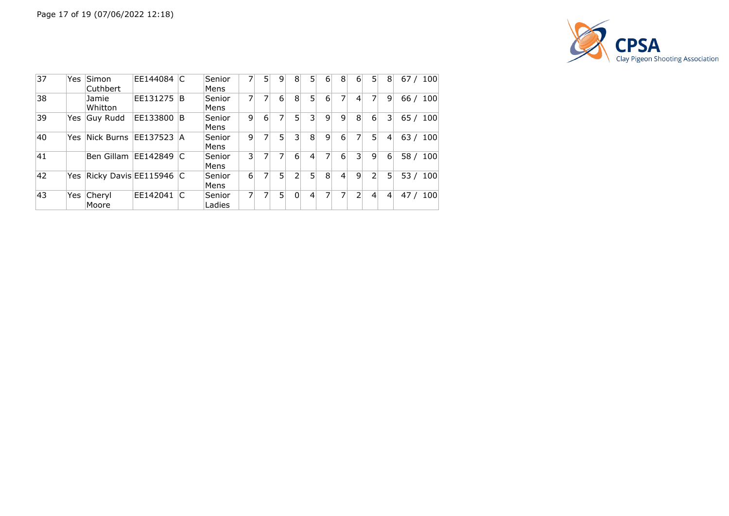| | | | | | | | | | | | | | | | | |
|---|---|---|---|---|---|---|---|---|---|---|---|---|---|---|---|---|
| 37 | Yes | Simon Cuthbert | EE144084 | C | Senior Mens | 7 | 5 | 9 | 8 | 5 | 6 | 8 | 6 | 5 | 8 | 67 / 100 |
| 38 | | Jamie Whitton | EE131275 | B | Senior Mens | 7 | 7 | 6 | 8 | 5 | 6 | 7 | 4 | 7 | 9 | 66 / 100 |
| 39 | Yes | Guy Rudd | EE133800 | B | Senior Mens | 9 | 6 | 7 | 5 | 3 | 9 | 9 | 8 | 6 | 3 | 65 / 100 |
| 40 | Yes | Nick Burns | EE137523 | A | Senior Mens | 9 | 7 | 5 | 3 | 8 | 9 | 6 | 7 | 5 | 4 | 63 / 100 |
| 41 | | Ben Gillam | EE142849 | C | Senior Mens | 3 | 7 | 7 | 6 | 4 | 7 | 6 | 3 | 9 | 6 | 58 / 100 |
| 42 | Yes | Ricky Davis | EE115946 | C | Senior Mens | 6 | 7 | 5 | 2 | 5 | 8 | 4 | 9 | 2 | 5 | 53 / 100 |
| 43 | Yes | Cheryl Moore | EE142041 | C | Senior Ladies | 7 | 7 | 5 | 0 | 4 | 7 | 7 | 2 | 4 | 4 | 47 / 100 |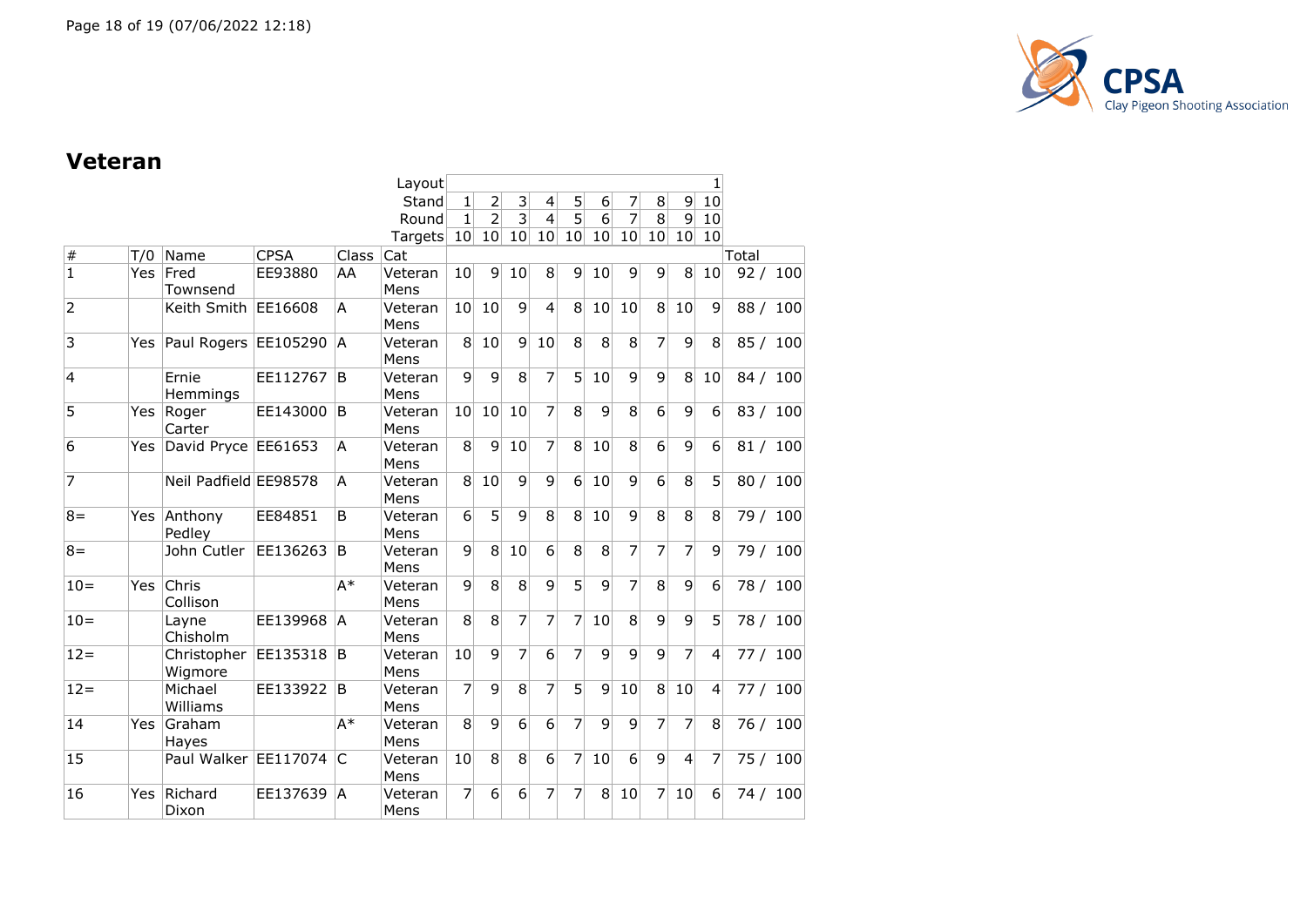## Veteran

| # | T/0 | Name | CPSA | Class | Cat | 1 | 2 | 3 | 4 | 5 | 6 | 7 | 8 | 9 | 10 | Total |
|---|---|---|---|---|---|---|---|---|---|---|---|---|---|---|---|---|
| | | | | | Layout | | | | | | | | | | 1 | |
| | | | | | Stand | 1 | 2 | 3 | 4 | 5 | 6 | 7 | 8 | 9 | 10 | |
| | | | | | Round | 1 | 2 | 3 | 4 | 5 | 6 | 7 | 8 | 9 | 10 | |
| | | | | | Targets | 10 | 10 | 10 | 10 | 10 | 10 | 10 | 10 | 10 | 10 | |
| 1 | Yes | Fred Townsend | EE93880 | AA | Veteran Mens | 10 | 9 | 10 | 8 | 9 | 10 | 9 | 9 | 8 | 10 | 92 / 100 |
| 2 | | Keith Smith | EE16608 | A | Veteran Mens | 10 | 10 | 9 | 4 | 8 | 10 | 10 | 8 | 10 | 9 | 88 / 100 |
| 3 | Yes | Paul Rogers | EE105290 | A | Veteran Mens | 8 | 10 | 9 | 10 | 8 | 8 | 8 | 7 | 9 | 8 | 85 / 100 |
| 4 | | Ernie Hemmings | EE112767 | B | Veteran Mens | 9 | 9 | 8 | 7 | 5 | 10 | 9 | 9 | 8 | 10 | 84 / 100 |
| 5 | Yes | Roger Carter | EE143000 | B | Veteran Mens | 10 | 10 | 10 | 7 | 8 | 9 | 8 | 6 | 9 | 6 | 83 / 100 |
| 6 | Yes | David Pryce | EE61653 | A | Veteran Mens | 8 | 9 | 10 | 7 | 8 | 10 | 8 | 6 | 9 | 6 | 81 / 100 |
| 7 | | Neil Padfield | EE98578 | A | Veteran Mens | 8 | 10 | 9 | 9 | 6 | 10 | 9 | 6 | 8 | 5 | 80 / 100 |
| 8= | Yes | Anthony Pedley | EE84851 | B | Veteran Mens | 6 | 5 | 9 | 8 | 8 | 10 | 9 | 8 | 8 | 8 | 79 / 100 |
| 8= | | John Cutler | EE136263 | B | Veteran Mens | 9 | 8 | 10 | 6 | 8 | 8 | 7 | 7 | 7 | 9 | 79 / 100 |
| 10= | Yes | Chris Collison | | A* | Veteran Mens | 9 | 8 | 8 | 9 | 5 | 9 | 7 | 8 | 9 | 6 | 78 / 100 |
| 10= | | Layne Chisholm | EE139968 | A | Veteran Mens | 8 | 8 | 7 | 7 | 7 | 10 | 8 | 9 | 9 | 5 | 78 / 100 |
| 12= | | Christopher Wigmore | EE135318 | B | Veteran Mens | 10 | 9 | 7 | 6 | 7 | 9 | 9 | 9 | 7 | 4 | 77 / 100 |
| 12= | | Michael Williams | EE133922 | B | Veteran Mens | 7 | 9 | 8 | 7 | 5 | 9 | 10 | 8 | 10 | 4 | 77 / 100 |
| 14 | Yes | Graham Hayes | | A* | Veteran Mens | 8 | 9 | 6 | 6 | 7 | 9 | 9 | 7 | 7 | 8 | 76 / 100 |
| 15 | | Paul Walker | EE117074 | C | Veteran Mens | 10 | 8 | 8 | 6 | 7 | 10 | 6 | 9 | 4 | 7 | 75 / 100 |
| 16 | Yes | Richard Dixon | EE137639 | A | Veteran Mens | 7 | 6 | 6 | 7 | 7 | 8 | 10 | 7 | 10 | 6 | 74 / 100 |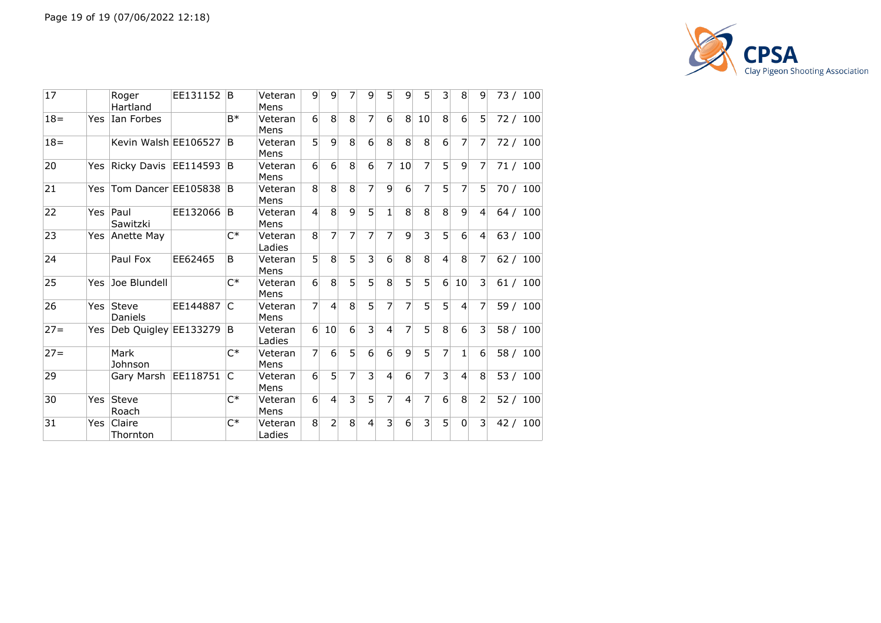| | | | | | | | | | | | | | | | | |
|---|---|---|---|---|---|---|---|---|---|---|---|---|---|---|---|---|
| 17 | | Roger Hartland | EE131152 | B | Veteran Mens | 9 | 9 | 7 | 9 | 5 | 9 | 5 | 3 | 8 | 9 | 73 / 100 |
| 18= | Yes | Ian Forbes | | B* | Veteran Mens | 6 | 8 | 8 | 7 | 6 | 8 | 10 | 8 | 6 | 5 | 72 / 100 |
| 18= | | Kevin Walsh | EE106527 | B | Veteran Mens | 5 | 9 | 8 | 6 | 8 | 8 | 8 | 6 | 7 | 7 | 72 / 100 |
| 20 | Yes | Ricky Davis | EE114593 | B | Veteran Mens | 6 | 6 | 8 | 6 | 7 | 10 | 7 | 5 | 9 | 7 | 71 / 100 |
| 21 | Yes | Tom Dancer | EE105838 | B | Veteran Mens | 8 | 8 | 8 | 7 | 9 | 6 | 7 | 5 | 7 | 5 | 70 / 100 |
| 22 | Yes | Paul Sawitzki | EE132066 | B | Veteran Mens | 4 | 8 | 9 | 5 | 1 | 8 | 8 | 8 | 9 | 4 | 64 / 100 |
| 23 | Yes | Anette May | | C* | Veteran Ladies | 8 | 7 | 7 | 7 | 7 | 9 | 3 | 5 | 6 | 4 | 63 / 100 |
| 24 | | Paul Fox | EE62465 | B | Veteran Mens | 5 | 8 | 5 | 3 | 6 | 8 | 8 | 4 | 8 | 7 | 62 / 100 |
| 25 | Yes | Joe Blundell | | C* | Veteran Mens | 6 | 8 | 5 | 5 | 8 | 5 | 5 | 6 | 10 | 3 | 61 / 100 |
| 26 | Yes | Steve Daniels | EE144887 | C | Veteran Mens | 7 | 4 | 8 | 5 | 7 | 7 | 5 | 5 | 4 | 7 | 59 / 100 |
| 27= | Yes | Deb Quigley | EE133279 | B | Veteran Ladies | 6 | 10 | 6 | 3 | 4 | 7 | 5 | 8 | 6 | 3 | 58 / 100 |
| 27= | | Mark Johnson | | C* | Veteran Mens | 7 | 6 | 5 | 6 | 6 | 9 | 5 | 7 | 1 | 6 | 58 / 100 |
| 29 | | Gary Marsh | EE118751 | C | Veteran Mens | 6 | 5 | 7 | 3 | 4 | 6 | 7 | 3 | 4 | 8 | 53 / 100 |
| 30 | Yes | Steve Roach | | C* | Veteran Mens | 6 | 4 | 3 | 5 | 7 | 4 | 7 | 6 | 8 | 2 | 52 / 100 |
| 31 | Yes | Claire Thornton | | C* | Veteran Ladies | 8 | 2 | 8 | 4 | 3 | 6 | 3 | 5 | 0 | 3 | 42 / 100 |